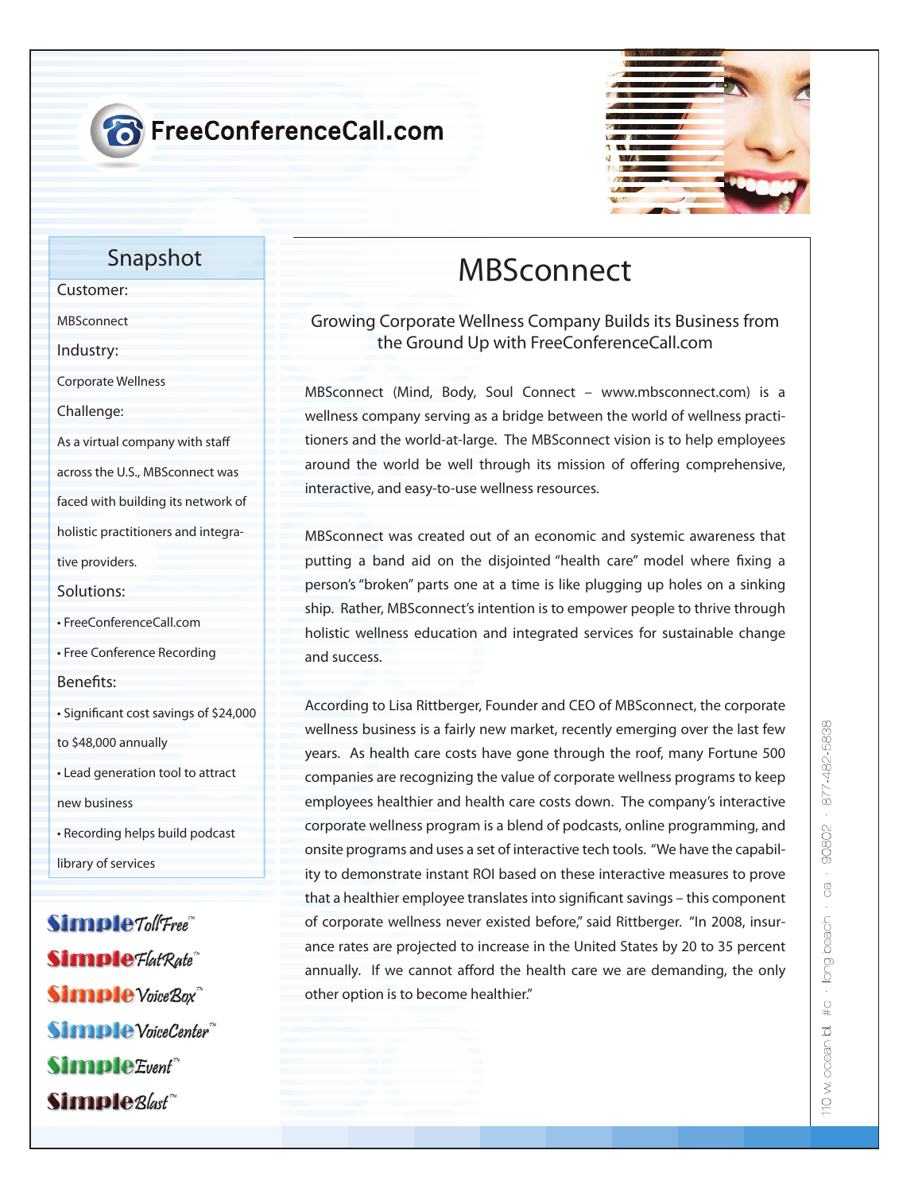FreeConferenceCall.com

## Snapshot

**Customer:**

MBSconnect

**Industry:**

Corporate Wellness

**Challenge:**

As a virtual company with staff across the U.S., MBSconnect was faced with building its network of holistic practitioners and integrative providers.

**Solutions:**

- FreeConferenceCall.com
- Free Conference Recording

**Benefits:**

- Significant cost savings of $24,000 to $48,000 annually
- Lead generation tool to attract new business
- Recording helps build podcast library of services

SimpleTollFree™

SimpleFlatRate™

SimpleVoiceBox™

SimpleVoiceCenter™

SimpleEvent™

SimpleBlast™

# MBSconnect

## Growing Corporate Wellness Company Builds its Business from the Ground Up with FreeConferenceCall.com

MBSconnect (Mind, Body, Soul Connect – www.mbsconnect.com) is a wellness company serving as a bridge between the world of wellness practitioners and the world-at-large. The MBSconnect vision is to help employees around the world be well through its mission of offering comprehensive, interactive, and easy-to-use wellness resources.

MBSconnect was created out of an economic and systemic awareness that putting a band aid on the disjointed "health care" model where fixing a person's "broken" parts one at a time is like plugging up holes on a sinking ship. Rather, MBSconnect's intention is to empower people to thrive through holistic wellness education and integrated services for sustainable change and success.

According to Lisa Rittberger, Founder and CEO of MBSconnect, the corporate wellness business is a fairly new market, recently emerging over the last few years. As health care costs have gone through the roof, many Fortune 500 companies are recognizing the value of corporate wellness programs to keep employees healthier and health care costs down. The company's interactive corporate wellness program is a blend of podcasts, online programming, and onsite programs and uses a set of interactive tech tools. "We have the capability to demonstrate instant ROI based on these interactive measures to prove that a healthier employee translates into significant savings – this component of corporate wellness never existed before," said Rittberger. "In 2008, insurance rates are projected to increase in the United States by 20 to 35 percent annually. If we cannot afford the health care we are demanding, the only other option is to become healthier."

110 w. ocean bl. #c · long beach · ca · 90802 · 877-482-5838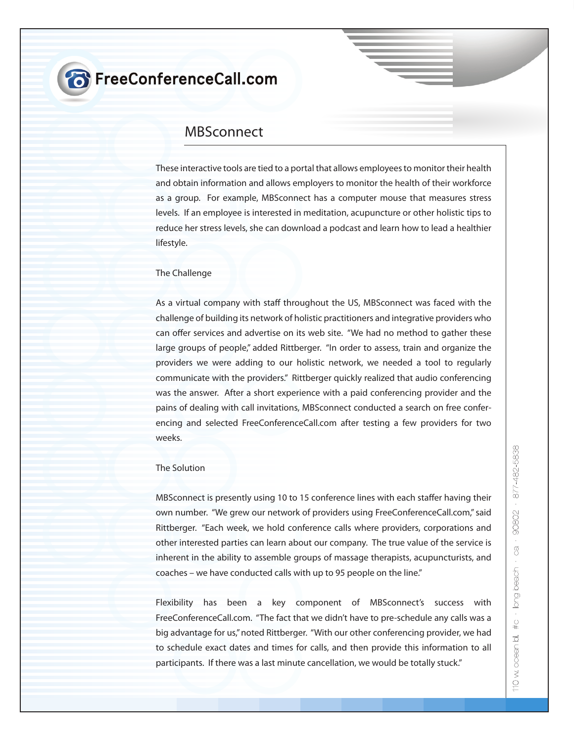# FreeConferenceCall.com

## MBSconnect

These interactive tools are tied to a portal that allows employees to monitor their health and obtain information and allows employers to monitor the health of their workforce as a group. For example, MBSconnect has a computer mouse that measures stress levels. If an employee is interested in meditation, acupuncture or other holistic tips to reduce her stress levels, she can download a podcast and learn how to lead a healthier lifestyle.

### The Challenge

As a virtual company with staff throughout the US, MBSconnect was faced with the challenge of building its network of holistic practitioners and integrative providers who can offer services and advertise on its web site. "We had no method to gather these large groups of people," added Rittberger. "In order to assess, train and organize the providers we were adding to our holistic network, we needed a tool to regularly communicate with the providers." Rittberger quickly realized that audio conferencing was the answer. After a short experience with a paid conferencing provider and the pains of dealing with call invitations, MBSconnect conducted a search on free conferencing and selected FreeConferenceCall.com after testing a few providers for two weeks.

### The Solution

MBSconnect is presently using 10 to 15 conference lines with each staffer having their own number. "We grew our network of providers using FreeConferenceCall.com," said Rittberger. "Each week, we hold conference calls where providers, corporations and other interested parties can learn about our company. The true value of the service is inherent in the ability to assemble groups of massage therapists, acupuncturists, and coaches – we have conducted calls with up to 95 people on the line."

Flexibility has been a key component of MBSconnect's success with FreeConferenceCall.com. "The fact that we didn't have to pre-schedule any calls was a big advantage for us," noted Rittberger. "With our other conferencing provider, we had to schedule exact dates and times for calls, and then provide this information to all participants. If there was a last minute cancellation, we would be totally stuck."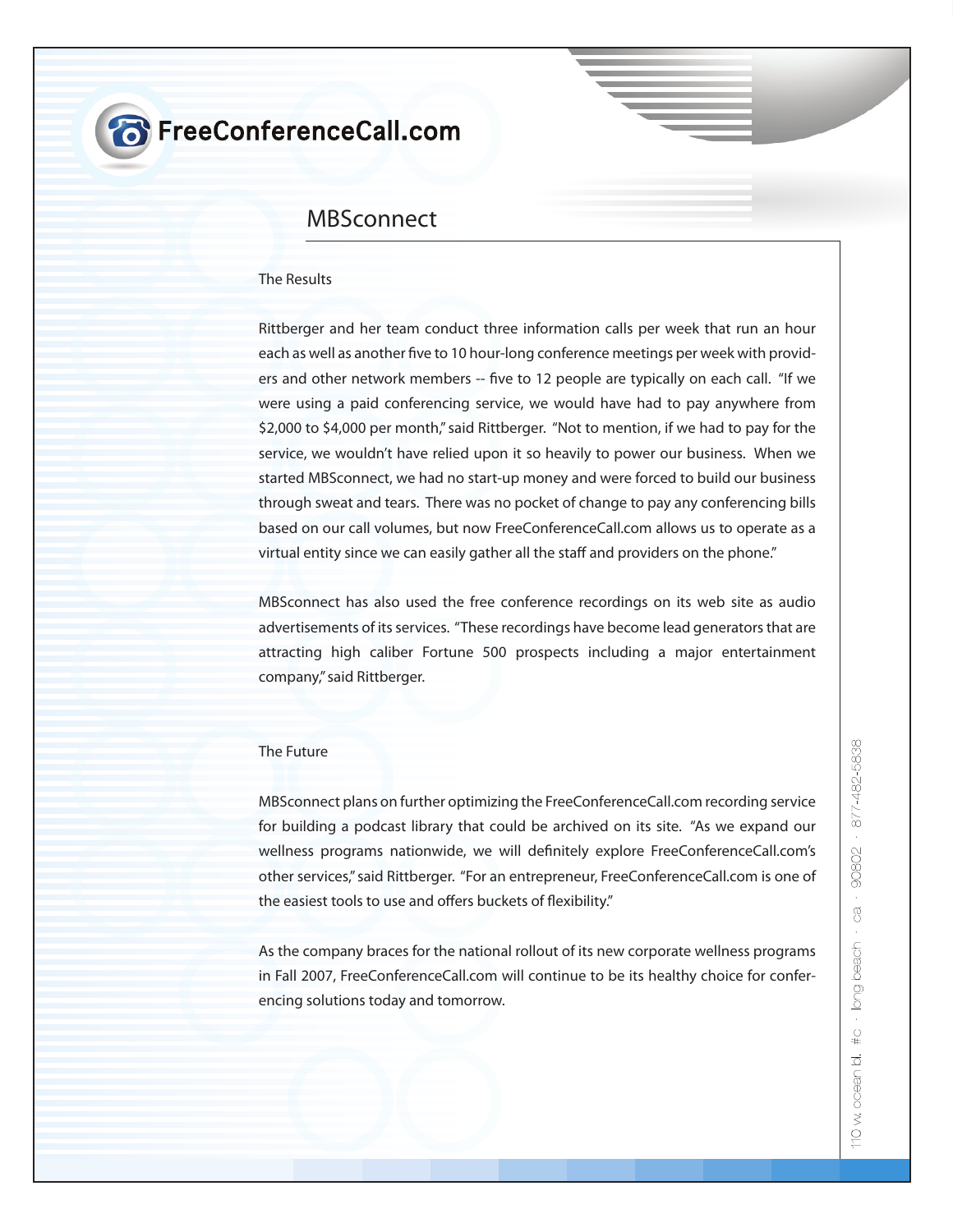## MBSconnect

### The Results

Rittberger and her team conduct three information calls per week that run an hour each as well as another five to 10 hour-long conference meetings per week with providers and other network members -- five to 12 people are typically on each call. "If we were using a paid conferencing service, we would have had to pay anywhere from $2,000 to $4,000 per month," said Rittberger. "Not to mention, if we had to pay for the service, we wouldn't have relied upon it so heavily to power our business. When we started MBSconnect, we had no start-up money and were forced to build our business through sweat and tears. There was no pocket of change to pay any conferencing bills based on our call volumes, but now FreeConferenceCall.com allows us to operate as a virtual entity since we can easily gather all the staff and providers on the phone."

MBSconnect has also used the free conference recordings on its web site as audio advertisements of its services. "These recordings have become lead generators that are attracting high caliber Fortune 500 prospects including a major entertainment company," said Rittberger.

### The Future

MBSconnect plans on further optimizing the FreeConferenceCall.com recording service for building a podcast library that could be archived on its site. "As we expand our wellness programs nationwide, we will definitely explore FreeConferenceCall.com's other services," said Rittberger. "For an entrepreneur, FreeConferenceCall.com is one of the easiest tools to use and offers buckets of flexibility."

As the company braces for the national rollout of its new corporate wellness programs in Fall 2007, FreeConferenceCall.com will continue to be its healthy choice for conferencing solutions today and tomorrow.